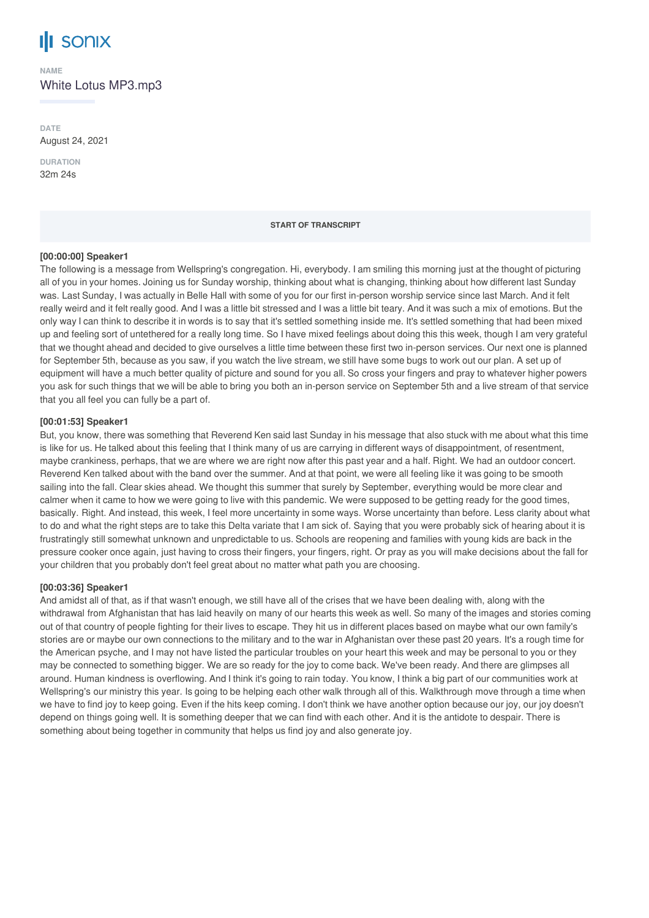# sonix

**NAME**

White Lotus MP3.mp3

**DATE**

August 24, 2021

**DURATION**

32m 24s

**START OF TRANSCRIPT**

**[00:00:00] Speaker1**

The following is a message from Wellspring's congregation. Hi, everybody. I am smiling this morning just at the thought of picturing all of you in your homes. Joining us for Sunday worship, thinking about what is changing, thinking about how different last Sunday was. Last Sunday, I was actually in Belle Hall with some of you for our first in-person worship service since last March. And it felt really weird and it felt really good. And I was a little bit stressed and I was a little bit teary. And it was such a mix of emotions. But the only way I can think to describe it in words is to say that it's settled something inside me. It's settled something that had been mixed up and feeling sort of untethered for a really long time. So I have mixed feelings about doing this this week, though I am very grateful that we thought ahead and decided to give ourselves a little time between these first two in-person services. Our next one is planned for September 5th, because as you saw, if you watch the live stream, we still have some bugs to work out our plan. A set up of equipment will have a much better quality of picture and sound for you all. So cross your fingers and pray to whatever higher powers you ask for such things that we will be able to bring you both an in-person service on September 5th and a live stream of that service that you all feel you can fully be a part of.

**[00:01:53] Speaker1**

But, you know, there was something that Reverend Ken said last Sunday in his message that also stuck with me about what this time is like for us. He talked about this feeling that I think many of us are carrying in different ways of disappointment, of resentment, maybe crankiness, perhaps, that we are where we are right now after this past year and a half. Right. We had an outdoor concert. Reverend Ken talked about with the band over the summer. And at that point, we were all feeling like it was going to be smooth sailing into the fall. Clear skies ahead. We thought this summer that surely by September, everything would be more clear and calmer when it came to how we were going to live with this pandemic. We were supposed to be getting ready for the good times, basically. Right. And instead, this week, I feel more uncertainty in some ways. Worse uncertainty than before. Less clarity about what to do and what the right steps are to take this Delta variate that I am sick of. Saying that you were probably sick of hearing about it is frustratingly still somewhat unknown and unpredictable to us. Schools are reopening and families with young kids are back in the pressure cooker once again, just having to cross their fingers, your fingers, right. Or pray as you will make decisions about the fall for your children that you probably don't feel great about no matter what path you are choosing.

**[00:03:36] Speaker1**

And amidst all of that, as if that wasn't enough, we still have all of the crises that we have been dealing with, along with the withdrawal from Afghanistan that has laid heavily on many of our hearts this week as well. So many of the images and stories coming out of that country of people fighting for their lives to escape. They hit us in different places based on maybe what our own family's stories are or maybe our own connections to the military and to the war in Afghanistan over these past 20 years. It's a rough time for the American psyche, and I may not have listed the particular troubles on your heart this week and may be personal to you or they may be connected to something bigger. We are so ready for the joy to come back. We've been ready. And there are glimpses all around. Human kindness is overflowing. And I think it's going to rain today. You know, I think a big part of our communities work at Wellspring's our ministry this year. Is going to be helping each other walk through all of this. Walkthrough move through a time when we have to find joy to keep going. Even if the hits keep coming. I don't think we have another option because our joy, our joy doesn't depend on things going well. It is something deeper that we can find with each other. And it is the antidote to despair. There is something about being together in community that helps us find joy and also generate joy.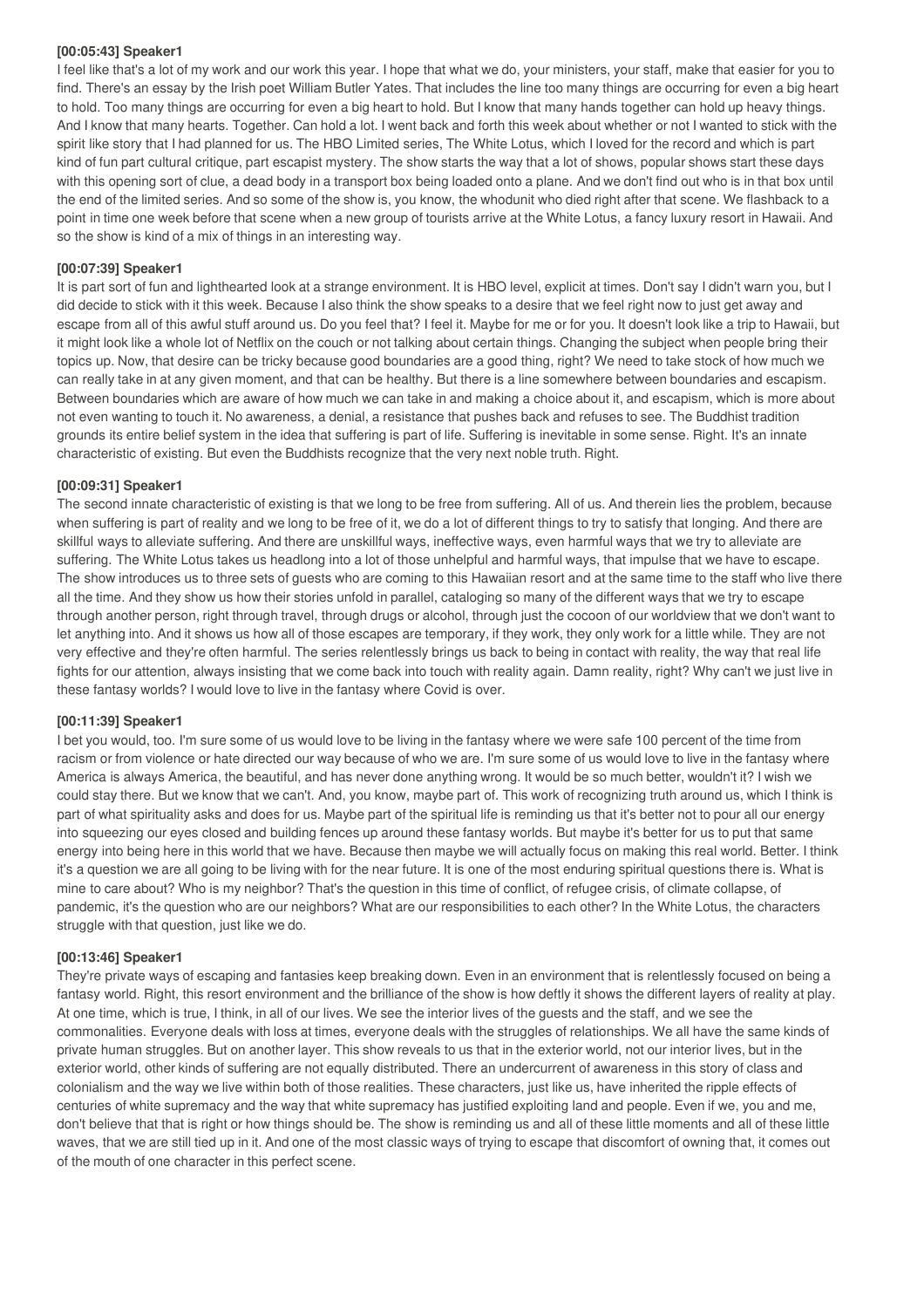**[00:05:43] Speaker1**

I feel like that's a lot of my work and our work this year. I hope that what we do, your ministers, your staff, make that easier for you to find. There's an essay by the Irish poet William Butler Yates. That includes the line too many things are occurring for even a big heart to hold. Too many things are occurring for even a big heart to hold. But I know that many hands together can hold up heavy things. And I know that many hearts. Together. Can hold a lot. I went back and forth this week about whether or not I wanted to stick with the spirit like story that I had planned for us. The HBO Limited series, The White Lotus, which I loved for the record and which is part kind of fun part cultural critique, part escapist mystery. The show starts the way that a lot of shows, popular shows start these days with this opening sort of clue, a dead body in a transport box being loaded onto a plane. And we don't find out who is in that box until the end of the limited series. And so some of the show is, you know, the whodunit who died right after that scene. We flashback to a point in time one week before that scene when a new group of tourists arrive at the White Lotus, a fancy luxury resort in Hawaii. And so the show is kind of a mix of things in an interesting way.

**[00:07:39] Speaker1**

It is part sort of fun and lighthearted look at a strange environment. It is HBO level, explicit at times. Don't say I didn't warn you, but I did decide to stick with it this week. Because I also think the show speaks to a desire that we feel right now to just get away and escape from all of this awful stuff around us. Do you feel that? I feel it. Maybe for me or for you. It doesn't look like a trip to Hawaii, but it might look like a whole lot of Netflix on the couch or not talking about certain things. Changing the subject when people bring their topics up. Now, that desire can be tricky because good boundaries are a good thing, right? We need to take stock of how much we can really take in at any given moment, and that can be healthy. But there is a line somewhere between boundaries and escapism. Between boundaries which are aware of how much we can take in and making a choice about it, and escapism, which is more about not even wanting to touch it. No awareness, a denial, a resistance that pushes back and refuses to see. The Buddhist tradition grounds its entire belief system in the idea that suffering is part of life. Suffering is inevitable in some sense. Right. It's an innate characteristic of existing. But even the Buddhists recognize that the very next noble truth. Right.

**[00:09:31] Speaker1**

The second innate characteristic of existing is that we long to be free from suffering. All of us. And therein lies the problem, because when suffering is part of reality and we long to be free of it, we do a lot of different things to try to satisfy that longing. And there are skillful ways to alleviate suffering. And there are unskillful ways, ineffective ways, even harmful ways that we try to alleviate are suffering. The White Lotus takes us headlong into a lot of those unhelpful and harmful ways, that impulse that we have to escape. The show introduces us to three sets of guests who are coming to this Hawaiian resort and at the same time to the staff who live there all the time. And they show us how their stories unfold in parallel, cataloging so many of the different ways that we try to escape through another person, right through travel, through drugs or alcohol, through just the cocoon of our worldview that we don't want to let anything into. And it shows us how all of those escapes are temporary, if they work, they only work for a little while. They are not very effective and they're often harmful. The series relentlessly brings us back to being in contact with reality, the way that real life fights for our attention, always insisting that we come back into touch with reality again. Damn reality, right? Why can't we just live in these fantasy worlds? I would love to live in the fantasy where Covid is over.

**[00:11:39] Speaker1**

I bet you would, too. I'm sure some of us would love to be living in the fantasy where we were safe 100 percent of the time from racism or from violence or hate directed our way because of who we are. I'm sure some of us would love to live in the fantasy where America is always America, the beautiful, and has never done anything wrong. It would be so much better, wouldn't it? I wish we could stay there. But we know that we can't. And, you know, maybe part of. This work of recognizing truth around us, which I think is part of what spirituality asks and does for us. Maybe part of the spiritual life is reminding us that it's better not to pour all our energy into squeezing our eyes closed and building fences up around these fantasy worlds. But maybe it's better for us to put that same energy into being here in this world that we have. Because then maybe we will actually focus on making this real world. Better. I think it's a question we are all going to be living with for the near future. It is one of the most enduring spiritual questions there is. What is mine to care about? Who is my neighbor? That's the question in this time of conflict, of refugee crisis, of climate collapse, of pandemic, it's the question who are our neighbors? What are our responsibilities to each other? In the White Lotus, the characters struggle with that question, just like we do.

**[00:13:46] Speaker1**

They're private ways of escaping and fantasies keep breaking down. Even in an environment that is relentlessly focused on being a fantasy world. Right, this resort environment and the brilliance of the show is how deftly it shows the different layers of reality at play. At one time, which is true, I think, in all of our lives. We see the interior lives of the guests and the staff, and we see the commonalities. Everyone deals with loss at times, everyone deals with the struggles of relationships. We all have the same kinds of private human struggles. But on another layer. This show reveals to us that in the exterior world, not our interior lives, but in the exterior world, other kinds of suffering are not equally distributed. There an undercurrent of awareness in this story of class and colonialism and the way we live within both of those realities. These characters, just like us, have inherited the ripple effects of centuries of white supremacy and the way that white supremacy has justified exploiting land and people. Even if we, you and me, don't believe that that is right or how things should be. The show is reminding us and all of these little moments and all of these little waves, that we are still tied up in it. And one of the most classic ways of trying to escape that discomfort of owning that, it comes out of the mouth of one character in this perfect scene.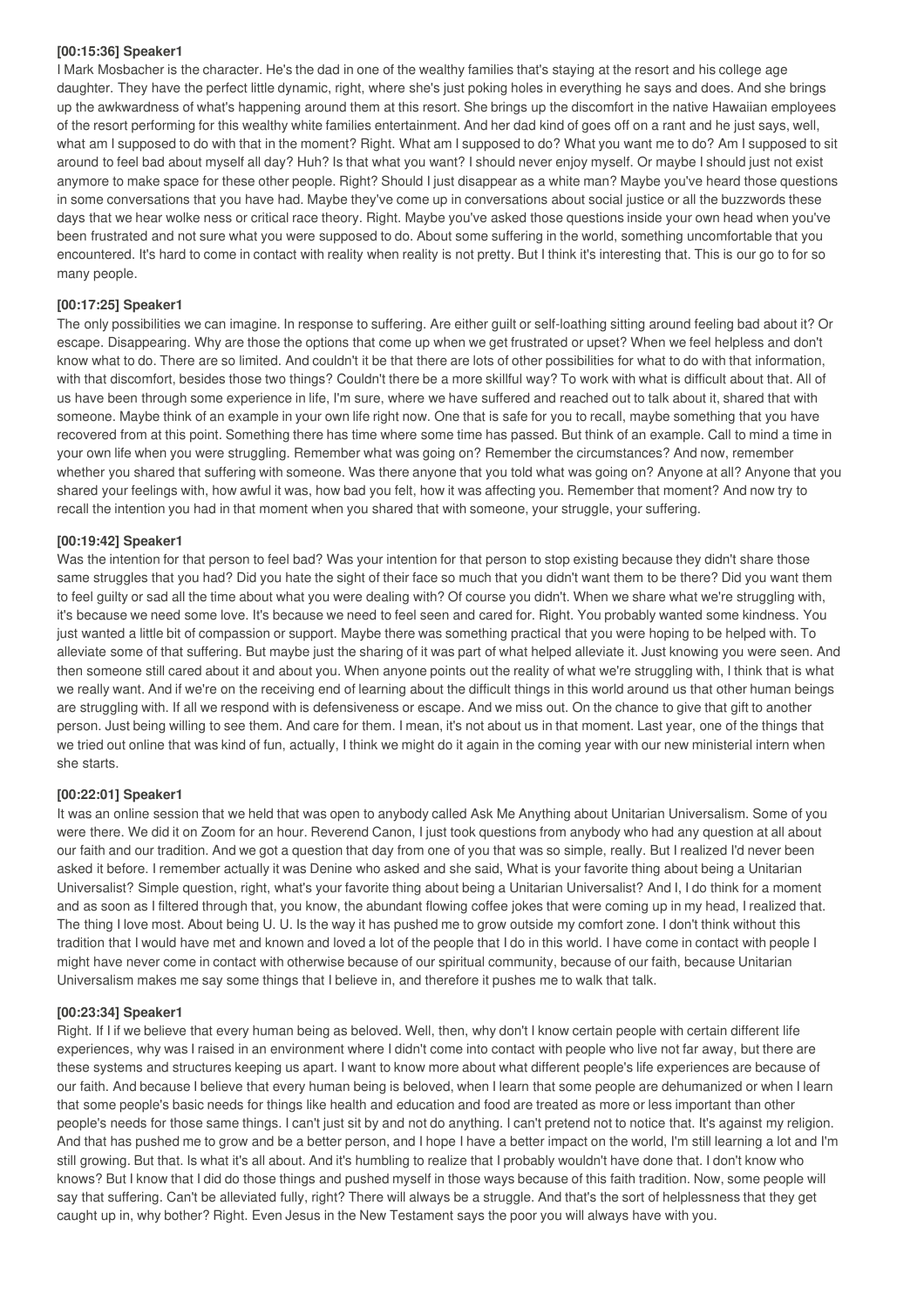**[00:15:36] Speaker1**

I Mark Mosbacher is the character. He's the dad in one of the wealthy families that's staying at the resort and his college age daughter. They have the perfect little dynamic, right, where she's just poking holes in everything he says and does. And she brings up the awkwardness of what's happening around them at this resort. She brings up the discomfort in the native Hawaiian employees of the resort performing for this wealthy white families entertainment. And her dad kind of goes off on a rant and he just says, well, what am I supposed to do with that in the moment? Right. What am I supposed to do? What you want me to do? Am I supposed to sit around to feel bad about myself all day? Huh? Is that what you want? I should never enjoy myself. Or maybe I should just not exist anymore to make space for these other people. Right? Should I just disappear as a white man? Maybe you've heard those questions in some conversations that you have had. Maybe they've come up in conversations about social justice or all the buzzwords these days that we hear wolke ness or critical race theory. Right. Maybe you've asked those questions inside your own head when you've been frustrated and not sure what you were supposed to do. About some suffering in the world, something uncomfortable that you encountered. It's hard to come in contact with reality when reality is not pretty. But I think it's interesting that. This is our go to for so many people.

**[00:17:25] Speaker1**

The only possibilities we can imagine. In response to suffering. Are either guilt or self-loathing sitting around feeling bad about it? Or escape. Disappearing. Why are those the options that come up when we get frustrated or upset? When we feel helpless and don't know what to do. There are so limited. And couldn't it be that there are lots of other possibilities for what to do with that information, with that discomfort, besides those two things? Couldn't there be a more skillful way? To work with what is difficult about that. All of us have been through some experience in life, I'm sure, where we have suffered and reached out to talk about it, shared that with someone. Maybe think of an example in your own life right now. One that is safe for you to recall, maybe something that you have recovered from at this point. Something there has time where some time has passed. But think of an example. Call to mind a time in your own life when you were struggling. Remember what was going on? Remember the circumstances? And now, remember whether you shared that suffering with someone. Was there anyone that you told what was going on? Anyone at all? Anyone that you shared your feelings with, how awful it was, how bad you felt, how it was affecting you. Remember that moment? And now try to recall the intention you had in that moment when you shared that with someone, your struggle, your suffering.

**[00:19:42] Speaker1**

Was the intention for that person to feel bad? Was your intention for that person to stop existing because they didn't share those same struggles that you had? Did you hate the sight of their face so much that you didn't want them to be there? Did you want them to feel guilty or sad all the time about what you were dealing with? Of course you didn't. When we share what we're struggling with, it's because we need some love. It's because we need to feel seen and cared for. Right. You probably wanted some kindness. You just wanted a little bit of compassion or support. Maybe there was something practical that you were hoping to be helped with. To alleviate some of that suffering. But maybe just the sharing of it was part of what helped alleviate it. Just knowing you were seen. And then someone still cared about it and about you. When anyone points out the reality of what we're struggling with, I think that is what we really want. And if we're on the receiving end of learning about the difficult things in this world around us that other human beings are struggling with. If all we respond with is defensiveness or escape. And we miss out. On the chance to give that gift to another person. Just being willing to see them. And care for them. I mean, it's not about us in that moment. Last year, one of the things that we tried out online that was kind of fun, actually, I think we might do it again in the coming year with our new ministerial intern when she starts.

**[00:22:01] Speaker1**

It was an online session that we held that was open to anybody called Ask Me Anything about Unitarian Universalism. Some of you were there. We did it on Zoom for an hour. Reverend Canon, I just took questions from anybody who had any question at all about our faith and our tradition. And we got a question that day from one of you that was so simple, really. But I realized I'd never been asked it before. I remember actually it was Denine who asked and she said, What is your favorite thing about being a Unitarian Universalist? Simple question, right, what's your favorite thing about being a Unitarian Universalist? And I, I do think for a moment and as soon as I filtered through that, you know, the abundant flowing coffee jokes that were coming up in my head, I realized that. The thing I love most. About being U. U. Is the way it has pushed me to grow outside my comfort zone. I don't think without this tradition that I would have met and known and loved a lot of the people that I do in this world. I have come in contact with people I might have never come in contact with otherwise because of our spiritual community, because of our faith, because Unitarian Universalism makes me say some things that I believe in, and therefore it pushes me to walk that talk.

**[00:23:34] Speaker1**

Right. If I if we believe that every human being as beloved. Well, then, why don't I know certain people with certain different life experiences, why was I raised in an environment where I didn't come into contact with people who live not far away, but there are these systems and structures keeping us apart. I want to know more about what different people's life experiences are because of our faith. And because I believe that every human being is beloved, when I learn that some people are dehumanized or when I learn that some people's basic needs for things like health and education and food are treated as more or less important than other people's needs for those same things. I can't just sit by and not do anything. I can't pretend not to notice that. It's against my religion. And that has pushed me to grow and be a better person, and I hope I have a better impact on the world, I'm still learning a lot and I'm still growing. But that. Is what it's all about. And it's humbling to realize that I probably wouldn't have done that. I don't know who knows? But I know that I did do those things and pushed myself in those ways because of this faith tradition. Now, some people will say that suffering. Can't be alleviated fully, right? There will always be a struggle. And that's the sort of helplessness that they get caught up in, why bother? Right. Even Jesus in the New Testament says the poor you will always have with you.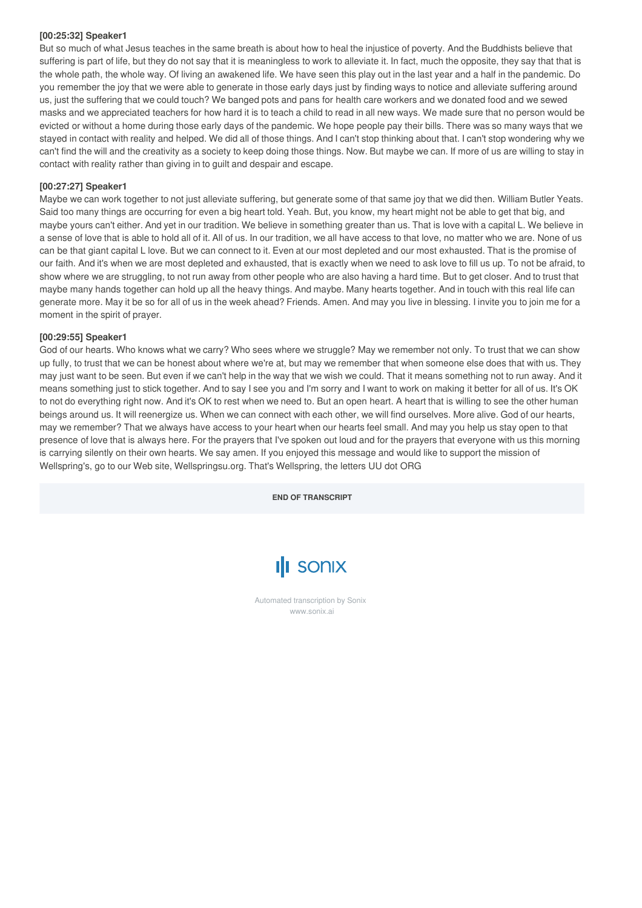**[00:25:32] Speaker1**

But so much of what Jesus teaches in the same breath is about how to heal the injustice of poverty. And the Buddhists believe that suffering is part of life, but they do not say that it is meaningless to work to alleviate it. In fact, much the opposite, they say that that is the whole path, the whole way. Of living an awakened life. We have seen this play out in the last year and a half in the pandemic. Do you remember the joy that we were able to generate in those early days just by finding ways to notice and alleviate suffering around us, just the suffering that we could touch? We banged pots and pans for health care workers and we donated food and we sewed masks and we appreciated teachers for how hard it is to teach a child to read in all new ways. We made sure that no person would be evicted or without a home during those early days of the pandemic. We hope people pay their bills. There was so many ways that we stayed in contact with reality and helped. We did all of those things. And I can't stop thinking about that. I can't stop wondering why we can't find the will and the creativity as a society to keep doing those things. Now. But maybe we can. If more of us are willing to stay in contact with reality rather than giving in to guilt and despair and escape.

**[00:27:27] Speaker1**

Maybe we can work together to not just alleviate suffering, but generate some of that same joy that we did then. William Butler Yeats. Said too many things are occurring for even a big heart told. Yeah. But, you know, my heart might not be able to get that big, and maybe yours can't either. And yet in our tradition. We believe in something greater than us. That is love with a capital L. We believe in a sense of love that is able to hold all of it. All of us. In our tradition, we all have access to that love, no matter who we are. None of us can be that giant capital L love. But we can connect to it. Even at our most depleted and our most exhausted. That is the promise of our faith. And it's when we are most depleted and exhausted, that is exactly when we need to ask love to fill us up. To not be afraid, to show where we are struggling, to not run away from other people who are also having a hard time. But to get closer. And to trust that maybe many hands together can hold up all the heavy things. And maybe. Many hearts together. And in touch with this real life can generate more. May it be so for all of us in the week ahead? Friends. Amen. And may you live in blessing. I invite you to join me for a moment in the spirit of prayer.

**[00:29:55] Speaker1**

God of our hearts. Who knows what we carry? Who sees where we struggle? May we remember not only. To trust that we can show up fully, to trust that we can be honest about where we're at, but may we remember that when someone else does that with us. They may just want to be seen. But even if we can't help in the way that we wish we could. That it means something not to run away. And it means something just to stick together. And to say I see you and I'm sorry and I want to work on making it better for all of us. It's OK to not do everything right now. And it's OK to rest when we need to. But an open heart. A heart that is willing to see the other human beings around us. It will reenergize us. When we can connect with each other, we will find ourselves. More alive. God of our hearts, may we remember? That we always have access to your heart when our hearts feel small. And may you help us stay open to that presence of love that is always here. For the prayers that I've spoken out loud and for the prayers that everyone with us this morning is carrying silently on their own hearts. We say amen. If you enjoyed this message and would like to support the mission of Wellspring's, go to our Web site, Wellspringsu.org. That's Wellspring, the letters UU dot ORG

**END OF TRANSCRIPT**

sonix

Automated transcription by Sonix
www.sonix.ai